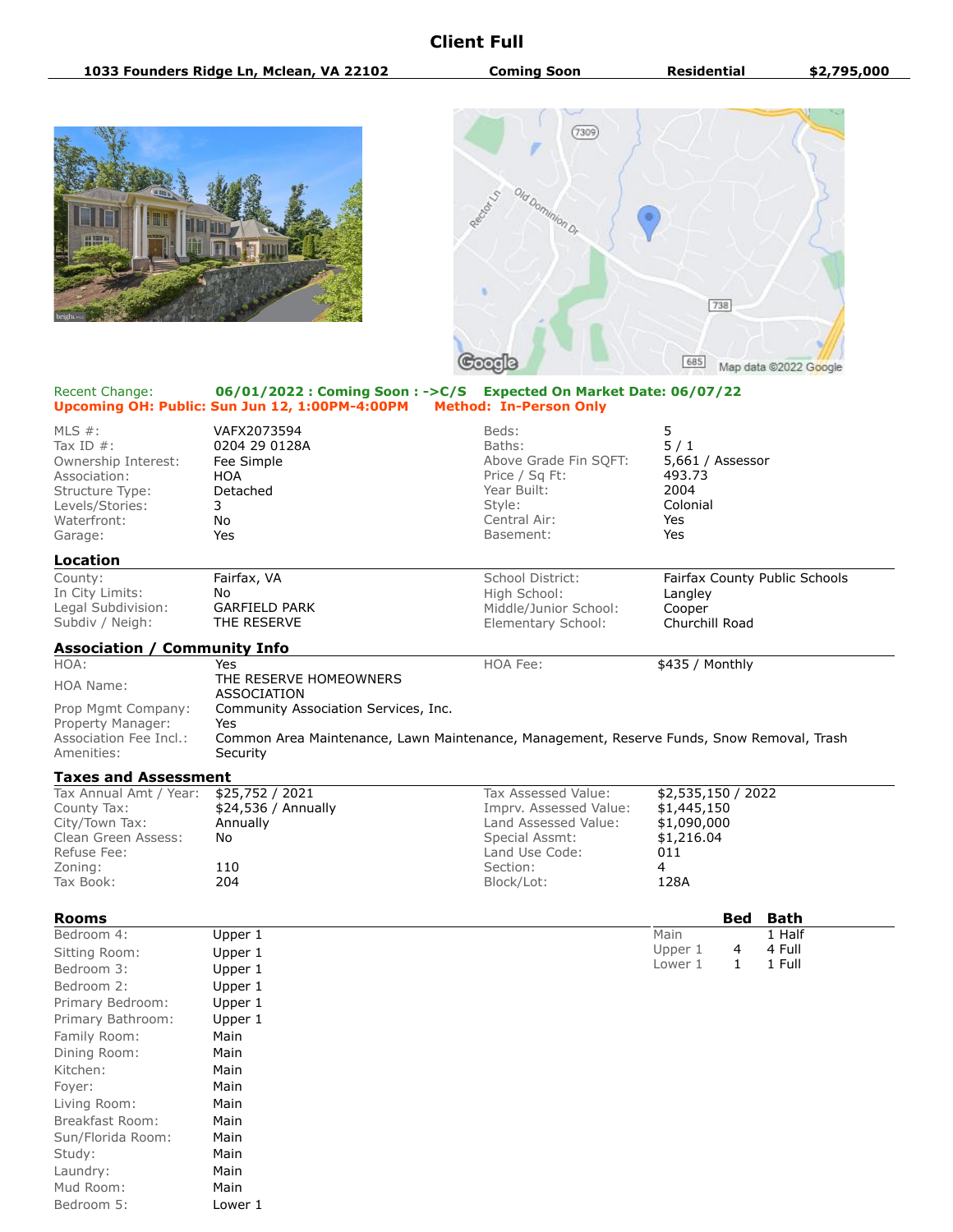# Client Full

**1033 Founders Ridge Ln, Mclean, VA 22102** | **Coming Soon** | **Residential** | **$2,795,000**

Recent Change: **06/01/2022 : Coming Soon : ->C/S** **Expected On Market Date: 06/07/22**
**Upcoming OH: Public: Sun Jun 12, 1:00PM-4:00PM** **Method: In-Person Only**

| | | | |
|---|---|---|---|
| MLS #: | VAFX2073594 | Beds: | 5 |
| Tax ID #: | 0204 29 0128A | Baths: | 5 / 1 |
| Ownership Interest: | Fee Simple | Above Grade Fin SQFT: | 5,661 / Assessor |
| Association: | HOA | Price / Sq Ft: | 493.73 |
| Structure Type: | Detached | Year Built: | 2004 |
| Levels/Stories: | 3 | Style: | Colonial |
| Waterfront: | No | Central Air: | Yes |
| Garage: | Yes | Basement: | Yes |

## Location

| | | | |
|---|---|---|---|
| County: | Fairfax, VA | School District: | Fairfax County Public Schools |
| In City Limits: | No | High School: | Langley |
| Legal Subdivision: | GARFIELD PARK | Middle/Junior School: | Cooper |
| Subdiv / Neigh: | THE RESERVE | Elementary School: | Churchill Road |

## Association / Community Info

| | | | |
|---|---|---|---|
| HOA: | Yes | HOA Fee: | $435 / Monthly |
| HOA Name: | THE RESERVE HOMEOWNERS ASSOCIATION | | |
| Prop Mgmt Company: | Community Association Services, Inc. | | |
| Property Manager: | Yes | | |
| Association Fee Incl.: | Common Area Maintenance, Lawn Maintenance, Management, Reserve Funds, Snow Removal, Trash | | |
| Amenities: | Security | | |

## Taxes and Assessment

| | | | |
|---|---|---|---|
| Tax Annual Amt / Year: | $25,752 / 2021 | Tax Assessed Value: | $2,535,150 / 2022 |
| County Tax: | $24,536 / Annually | Imprv. Assessed Value: | $1,445,150 |
| City/Town Tax: | Annually | Land Assessed Value: | $1,090,000 |
| Clean Green Assess: | No | Special Assmt: | $1,216.04 |
| Refuse Fee: | | Land Use Code: | 011 |
| Zoning: | 110 | Section: | 4 |
| Tax Book: | 204 | Block/Lot: | 128A |

## Rooms

| Room | Level |
|---|---|
| Bedroom 4: | Upper 1 |
| Sitting Room: | Upper 1 |
| Bedroom 3: | Upper 1 |
| Bedroom 2: | Upper 1 |
| Primary Bedroom: | Upper 1 |
| Primary Bathroom: | Upper 1 |
| Family Room: | Main |
| Dining Room: | Main |
| Kitchen: | Main |
| Foyer: | Main |
| Living Room: | Main |
| Breakfast Room: | Main |
| Sun/Florida Room: | Main |
| Study: | Main |
| Laundry: | Main |
| Mud Room: | Main |
| Bedroom 5: | Lower 1 |

| | Bed | Bath |
|---|---|---|
| Main | | 1 Half |
| Upper 1 | 4 | 4 Full |
| Lower 1 | 1 | 1 Full |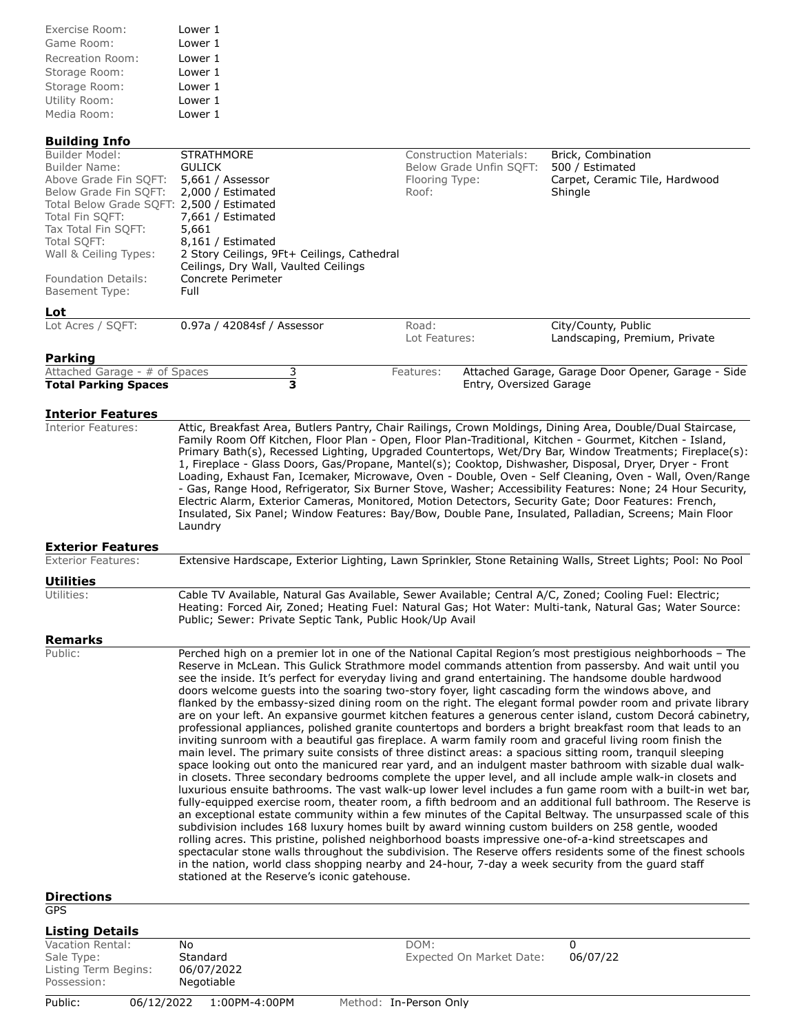| | |
|---|---|
| Exercise Room: | Lower 1 |
| Game Room: | Lower 1 |
| Recreation Room: | Lower 1 |
| Storage Room: | Lower 1 |
| Storage Room: | Lower 1 |
| Utility Room: | Lower 1 |
| Media Room: | Lower 1 |

## Building Info

| | | | |
|---|---|---|---|
| Builder Model: | STRATHMORE | Construction Materials: | Brick, Combination |
| Builder Name: | GULICK | Below Grade Unfin SQFT: | 500 / Estimated |
| Above Grade Fin SQFT: | 5,661 / Assessor | Flooring Type: | Carpet, Ceramic Tile, Hardwood |
| Below Grade Fin SQFT: | 2,000 / Estimated | Roof: | Shingle |
| Total Below Grade SQFT: | 2,500 / Estimated | | |
| Total Fin SQFT: | 7,661 / Estimated | | |
| Tax Total Fin SQFT: | 5,661 | | |
| Total SQFT: | 8,161 / Estimated | | |
| Wall & Ceiling Types: | 2 Story Ceilings, 9Ft+ Ceilings, Cathedral Ceilings, Dry Wall, Vaulted Ceilings | | |
| Foundation Details: | Concrete Perimeter | | |
| Basement Type: | Full | | |

## Lot

| | | | |
|---|---|---|---|
| Lot Acres / SQFT: | 0.97a / 42084sf / Assessor | Road: | City/County, Public |
| | | Lot Features: | Landscaping, Premium, Private |

## Parking

| | | | |
|---|---|---|---|
| Attached Garage - # of Spaces | 3 | Features: | Attached Garage, Garage Door Opener, Garage - Side Entry, Oversized Garage |
| **Total Parking Spaces** | **3** | | |

## Interior Features

Interior Features: Attic, Breakfast Area, Butlers Pantry, Chair Railings, Crown Moldings, Dining Area, Double/Dual Staircase, Family Room Off Kitchen, Floor Plan - Open, Floor Plan-Traditional, Kitchen - Gourmet, Kitchen - Island, Primary Bath(s), Recessed Lighting, Upgraded Countertops, Wet/Dry Bar, Window Treatments; Fireplace(s): 1, Fireplace - Glass Doors, Gas/Propane, Mantel(s); Cooktop, Dishwasher, Disposal, Dryer, Dryer - Front Loading, Exhaust Fan, Icemaker, Microwave, Oven - Double, Oven - Self Cleaning, Oven - Wall, Oven/Range - Gas, Range Hood, Refrigerator, Six Burner Stove, Washer; Accessibility Features: None; 24 Hour Security, Electric Alarm, Exterior Cameras, Monitored, Motion Detectors, Security Gate; Door Features: French, Insulated, Six Panel; Window Features: Bay/Bow, Double Pane, Insulated, Palladian, Screens; Main Floor Laundry

## Exterior Features

Exterior Features: Extensive Hardscape, Exterior Lighting, Lawn Sprinkler, Stone Retaining Walls, Street Lights; Pool: No Pool

## Utilities

Utilities: Cable TV Available, Natural Gas Available, Sewer Available; Central A/C, Zoned; Cooling Fuel: Electric; Heating: Forced Air, Zoned; Heating Fuel: Natural Gas; Hot Water: Multi-tank, Natural Gas; Water Source: Public; Sewer: Private Septic Tank, Public Hook/Up Avail

## Remarks

Public: Perched high on a premier lot in one of the National Capital Region's most prestigious neighborhoods – The Reserve in McLean. This Gulick Strathmore model commands attention from passersby. And wait until you see the inside. It's perfect for everyday living and grand entertaining. The handsome double hardwood doors welcome guests into the soaring two-story foyer, light cascading form the windows above, and flanked by the embassy-sized dining room on the right. The elegant formal powder room and private library are on your left. An expansive gourmet kitchen features a generous center island, custom Decorá cabinetry, professional appliances, polished granite countertops and borders a bright breakfast room that leads to an inviting sunroom with a beautiful gas fireplace. A warm family room and graceful living room finish the main level. The primary suite consists of three distinct areas: a spacious sitting room, tranquil sleeping space looking out onto the manicured rear yard, and an indulgent master bathroom with sizable dual walk-in closets. Three secondary bedrooms complete the upper level, and all include ample walk-in closets and luxurious ensuite bathrooms. The vast walk-up lower level includes a fun game room with a built-in wet bar, fully-equipped exercise room, theater room, a fifth bedroom and an additional full bathroom. The Reserve is an exceptional estate community within a few minutes of the Capital Beltway. The unsurpassed scale of this subdivision includes 168 luxury homes built by award winning custom builders on 258 gentle, wooded rolling acres. This pristine, polished neighborhood boasts impressive one-of-a-kind streetscapes and spectacular stone walls throughout the subdivision. The Reserve offers residents some of the finest schools in the nation, world class shopping nearby and 24-hour, 7-day a week security from the guard staff stationed at the Reserve's iconic gatehouse.

## Directions

GPS

## Listing Details

| | | | |
|---|---|---|---|
| Vacation Rental: | No | DOM: | 0 |
| Sale Type: | Standard | Expected On Market Date: | 06/07/22 |
| Listing Term Begins: | 06/07/2022 | | |
| Possession: | Negotiable | | |

Public: 06/12/2022 1:00PM-4:00PM Method: In-Person Only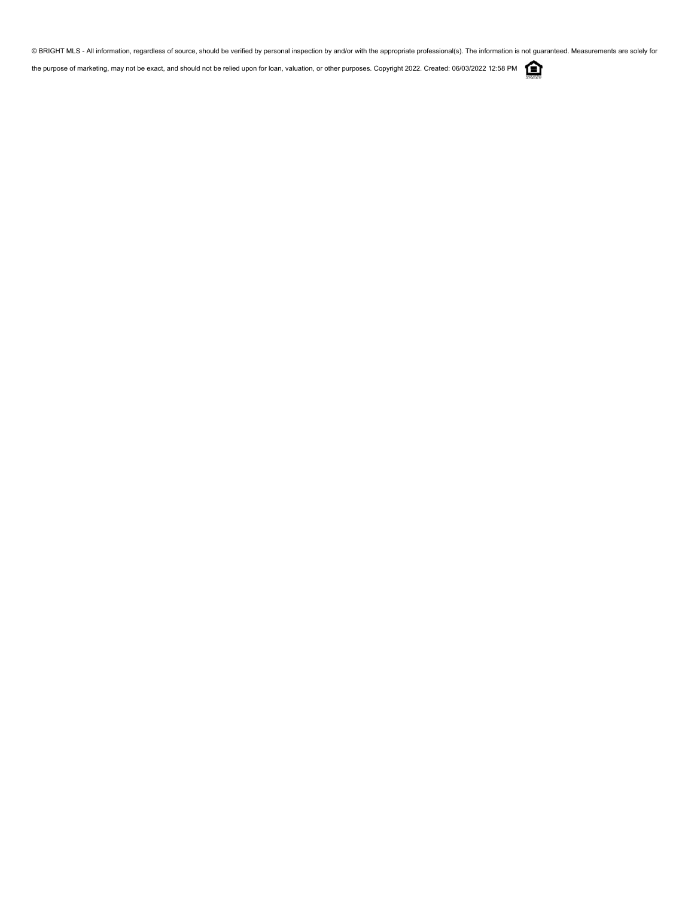© BRIGHT MLS - All information, regardless of source, should be verified by personal inspection by and/or with the appropriate professional(s). The information is not guaranteed. Measurements are solely for the purpose of marketing, may not be exact, and should not be relied upon for loan, valuation, or other purposes. Copyright 2022. Created: 06/03/2022 12:58 PM